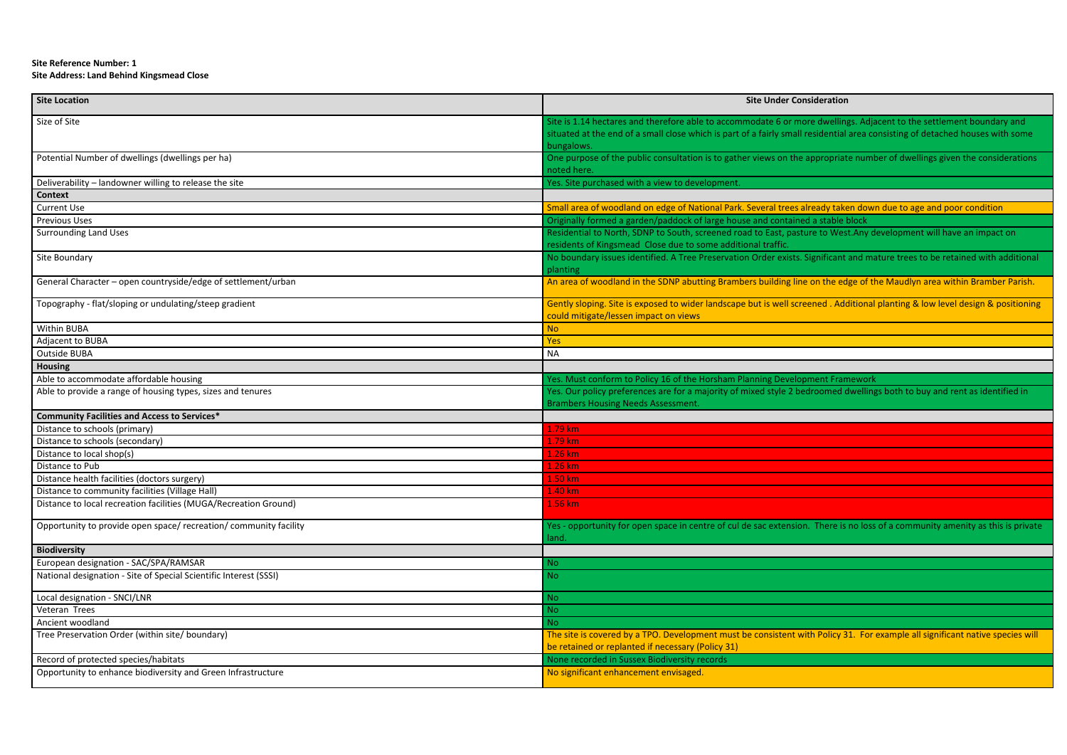**Site Reference Number: 1**
**Site Address: Land Behind Kingsmead Close**

| Site Location | Site Under Consideration |
|---|---|
| Size of Site | Site is 1.14 hectares and therefore able to accommodate 6 or more dwellings. Adjacent to the settlement boundary and situated at the end of a small close which is part of a fairly small residential area consisting of detached houses with some bungalows. |
| Potential Number of dwellings (dwellings per ha) | One purpose of the public consultation is to gather views on the appropriate number of dwellings given the considerations noted here. |
| Deliverability – landowner willing to release the site | Yes. Site purchased with a view to development. |
| **Context** | |
| Current Use | Small area of woodland on edge of National Park. Several trees already taken down due to age and poor condition |
| Previous Uses | Originally formed a garden/paddock of large house and contained a stable block |
| Surrounding Land Uses | Residential to North, SDNP to South, screened road to East, pasture to West.Any development will have an impact on residents of Kingsmead Close due to some additional traffic. |
| Site Boundary | No boundary issues identified. A Tree Preservation Order exists. Significant and mature trees to be retained with additional planting |
| General Character – open countryside/edge of settlement/urban | An area of woodland in the SDNP abutting Brambers building line on the edge of the Maudlyn area within Bramber Parish. |
| Topography - flat/sloping or undulating/steep gradient | Gently sloping. Site is exposed to wider landscape but is well screened . Additional planting & low level design & positioning could mitigate/lessen impact on views |
| Within BUBA | No |
| Adjacent to BUBA | Yes |
| Outside BUBA | NA |
| **Housing** | |
| Able to accommodate affordable housing | Yes. Must conform to Policy 16 of the Horsham Planning Development Framework |
| Able to provide a range of housing types, sizes and tenures | Yes. Our policy preferences are for a majority of mixed style 2 bedroomed dwellings both to buy and rent as identified in Brambers Housing Needs Assessment. |
| **Community Facilities and Access to Services*** | |
| Distance to schools (primary) | 1.79 km |
| Distance to schools (secondary) | 1.79 km |
| Distance to local shop(s) | 1.26 km |
| Distance to Pub | 1.26 km |
| Distance health facilities (doctors surgery) | 1.50 km |
| Distance to community facilities (Village Hall) | 1.40 km |
| Distance to local recreation facilities (MUGA/Recreation Ground) | 1.56 km |
| Opportunity to provide open space/ recreation/ community facility | Yes - opportunity for open space in centre of cul de sac extension. There is no loss of a community amenity as this is private land. |
| **Biodiversity** | |
| European designation - SAC/SPA/RAMSAR | No |
| National designation - Site of Special Scientific Interest (SSSI) | No |
| Local designation - SNCI/LNR | No |
| Veteran Trees | No |
| Ancient woodland | No |
| Tree Preservation Order (within site/ boundary) | The site is covered by a TPO. Development must be consistent with Policy 31. For example all significant native species will be retained or replanted if necessary (Policy 31) |
| Record of protected species/habitats | None recorded in Sussex Biodiversity records |
| Opportunity to enhance biodiversity and Green Infrastructure | No significant enhancement envisaged. |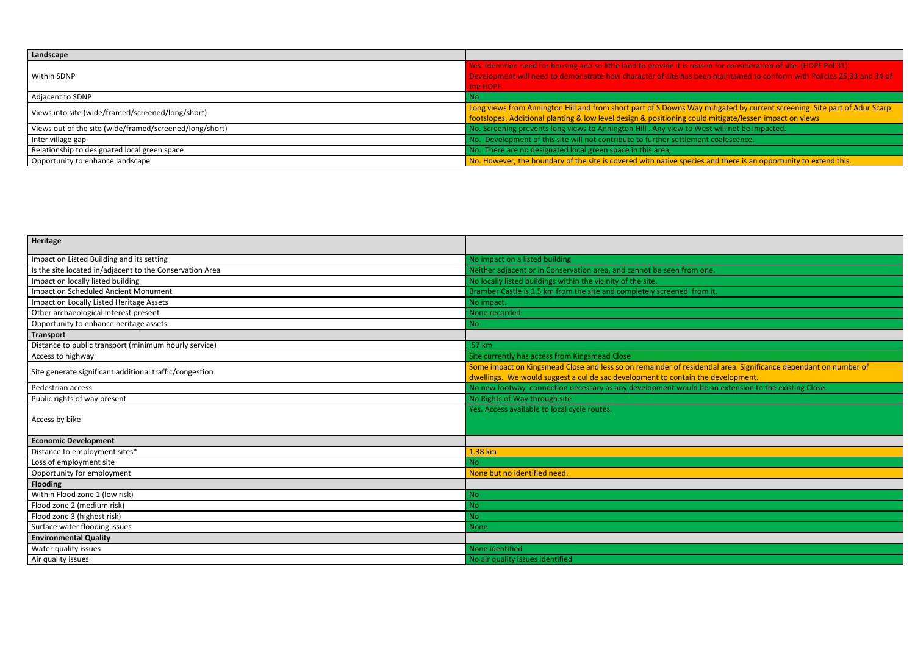| Landscape | |
|---|---|
| Within SDNP | Yes. Identified need for housing and so little land to provide it is reason for consideration of site. (HDPF Pol 31). Development will need to demonstrate how character of site has been maintained to conform with Policies 25,33 and 34 of the HDPF. |
| Adjacent to SDNP | No |
| Views into site (wide/framed/screened/long/short) | Long views from Annington Hill and from short part of S Downs Way mitigated by current screening. Site part of Adur Scarp footslopes. Additional planting & low level design & positioning could mitigate/lessen impact on views |
| Views out of the site (wide/framed/screened/long/short) | No. Screening prevents long views to Annington Hill . Any view to West will not be impacted. |
| Inter village gap | No. Development of this site will not contribute to further settlement coalescence. |
| Relationship to designated local green space | No. There are no designated local green space in this area, |
| Opportunity to enhance landscape | No. However, the boundary of the site is covered with native species and there is an opportunity to extend this. |

| Heritage | |
|---|---|
| Impact on Listed Building and its setting | No impact on a listed building |
| Is the site located in/adjacent to the Conservation Area | Neither adjacent or in Conservation area, and cannot be seen from one. |
| Impact on locally listed building | No locally listed buildings within the vicinity of the site. |
| Impact on Scheduled Ancient Monument | Bramber Castle is 1.5 km from the site and completely screened from it. |
| Impact on Locally Listed Heritage Assets | No impact. |
| Other archaeological interest present | None recorded |
| Opportunity to enhance heritage assets | No |
| **Transport** | |
| Distance to public transport (minimum hourly service) | .57 km |
| Access to highway | Site currently has access from Kingsmead Close |
| Site generate significant additional traffic/congestion | Some impact on Kingsmead Close and less so on remainder of residential area. Significance dependant on number of dwellings. We would suggest a cul de sac development to contain the development. |
| Pedestrian access | No new footway connection necessary as any development would be an extension to the existing Close. |
| Public rights of way present | No Rights of Way through site |
| Access by bike | Yes. Access available to local cycle routes. |
| **Economic Development** | |
| Distance to employment sites* | 1.38 km |
| Loss of employment site | No |
| Opportunity for employment | None but no identified need. |
| **Flooding** | |
| Within Flood zone 1 (low risk) | No |
| Flood zone 2 (medium risk) | No |
| Flood zone 3 (highest risk) | No |
| Surface water flooding issues | None |
| **Environmental Quality** | |
| Water quality issues | None identified |
| Air quality issues | No air quality issues identified |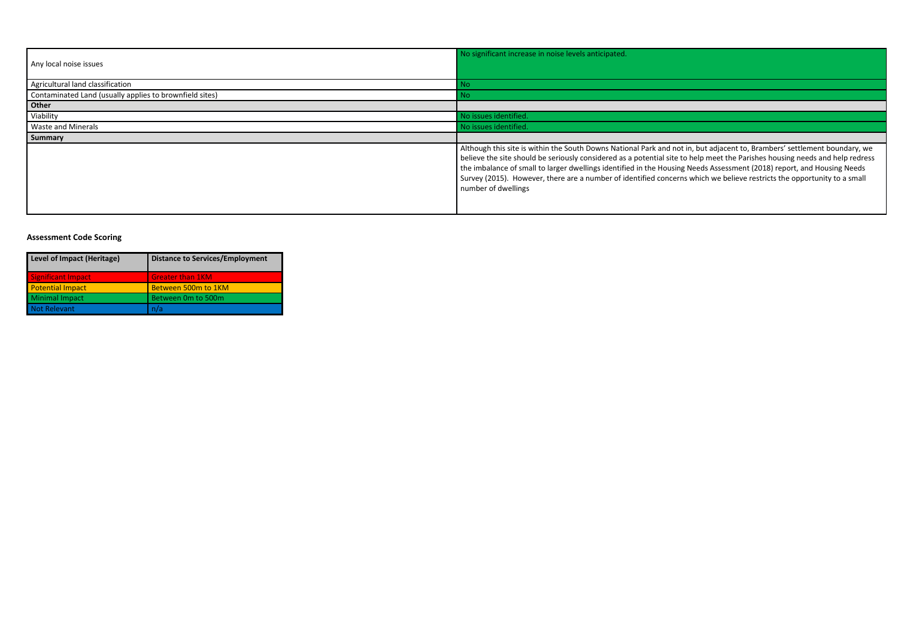| | |
|---|---|
| Any local noise issues | No significant increase in noise levels anticipated. |
| Agricultural land classification | No |
| Contaminated Land (usually applies to brownfield sites) | No |
| **Other** | |
| Viability | No issues identified. |
| Waste and Minerals | No issues identified. |
| **Summary** | |
| | Although this site is within the South Downs National Park and not in, but adjacent to, Brambers' settlement boundary, we believe the site should be seriously considered as a potential site to help meet the Parishes housing needs and help redress the imbalance of small to larger dwellings identified in the Housing Needs Assessment (2018) report, and Housing Needs Survey (2015). However, there are a number of identified concerns which we believe restricts the opportunity to a small number of dwellings |

**Assessment Code Scoring**

| Level of Impact (Heritage) | Distance to Services/Employment |
|---|---|
| Significant Impact | Greater than 1KM |
| Potential Impact | Between 500m to 1KM |
| Minimal Impact | Between 0m to 500m |
| Not Relevant | n/a |